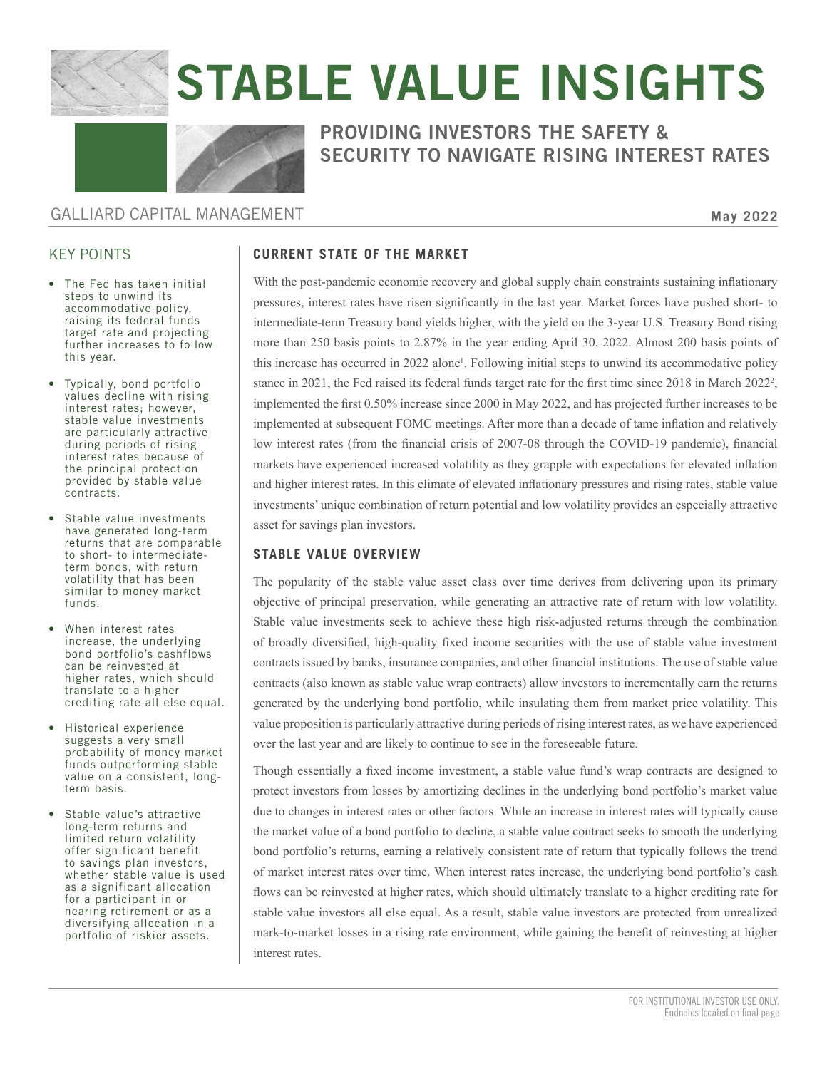# STABLE VALUE INSIGHTS

## PROVIDING INVESTORS THE SAFETY & SECURITY TO NAVIGATE RISING INTEREST RATES

GALLIARD CAPITAL MANAGEMENT

**May 2022**

### KEY POINTS

- The Fed has taken initial steps to unwind its accommodative policy, raising its federal funds target rate and projecting further increases to follow this year.
- Typically, bond portfolio values decline with rising interest rates; however, stable value investments are particularly attractive during periods of rising interest rates because of the principal protection provided by stable value contracts.
- Stable value investments have generated long-term returns that are comparable to short- to intermediate-term bonds, with return volatility that has been similar to money market funds.
- When interest rates increase, the underlying bond portfolio's cashflows can be reinvested at higher rates, which should translate to a higher crediting rate all else equal.
- Historical experience suggests a very small probability of money market funds outperforming stable value on a consistent, long-term basis.
- Stable value's attractive long-term returns and limited return volatility offer significant benefit to savings plan investors, whether stable value is used as a significant allocation for a participant in or nearing retirement or as a diversifying allocation in a portfolio of riskier assets.

### CURRENT STATE OF THE MARKET

With the post-pandemic economic recovery and global supply chain constraints sustaining inflationary pressures, interest rates have risen significantly in the last year. Market forces have pushed short- to intermediate-term Treasury bond yields higher, with the yield on the 3-year U.S. Treasury Bond rising more than 250 basis points to 2.87% in the year ending April 30, 2022. Almost 200 basis points of this increase has occurred in 2022 alone[1]. Following initial steps to unwind its accommodative policy stance in 2021, the Fed raised its federal funds target rate for the first time since 2018 in March 2022[2], implemented the first 0.50% increase since 2000 in May 2022, and has projected further increases to be implemented at subsequent FOMC meetings. After more than a decade of tame inflation and relatively low interest rates (from the financial crisis of 2007-08 through the COVID-19 pandemic), financial markets have experienced increased volatility as they grapple with expectations for elevated inflation and higher interest rates. In this climate of elevated inflationary pressures and rising rates, stable value investments' unique combination of return potential and low volatility provides an especially attractive asset for savings plan investors.

### STABLE VALUE OVERVIEW

The popularity of the stable value asset class over time derives from delivering upon its primary objective of principal preservation, while generating an attractive rate of return with low volatility. Stable value investments seek to achieve these high risk-adjusted returns through the combination of broadly diversified, high-quality fixed income securities with the use of stable value investment contracts issued by banks, insurance companies, and other financial institutions. The use of stable value contracts (also known as stable value wrap contracts) allow investors to incrementally earn the returns generated by the underlying bond portfolio, while insulating them from market price volatility. This value proposition is particularly attractive during periods of rising interest rates, as we have experienced over the last year and are likely to continue to see in the foreseeable future.

Though essentially a fixed income investment, a stable value fund's wrap contracts are designed to protect investors from losses by amortizing declines in the underlying bond portfolio's market value due to changes in interest rates or other factors. While an increase in interest rates will typically cause the market value of a bond portfolio to decline, a stable value contract seeks to smooth the underlying bond portfolio's returns, earning a relatively consistent rate of return that typically follows the trend of market interest rates over time. When interest rates increase, the underlying bond portfolio's cash flows can be reinvested at higher rates, which should ultimately translate to a higher crediting rate for stable value investors all else equal. As a result, stable value investors are protected from unrealized mark-to-market losses in a rising rate environment, while gaining the benefit of reinvesting at higher interest rates.

FOR INSTITUTIONAL INVESTOR USE ONLY.
Endnotes located on final page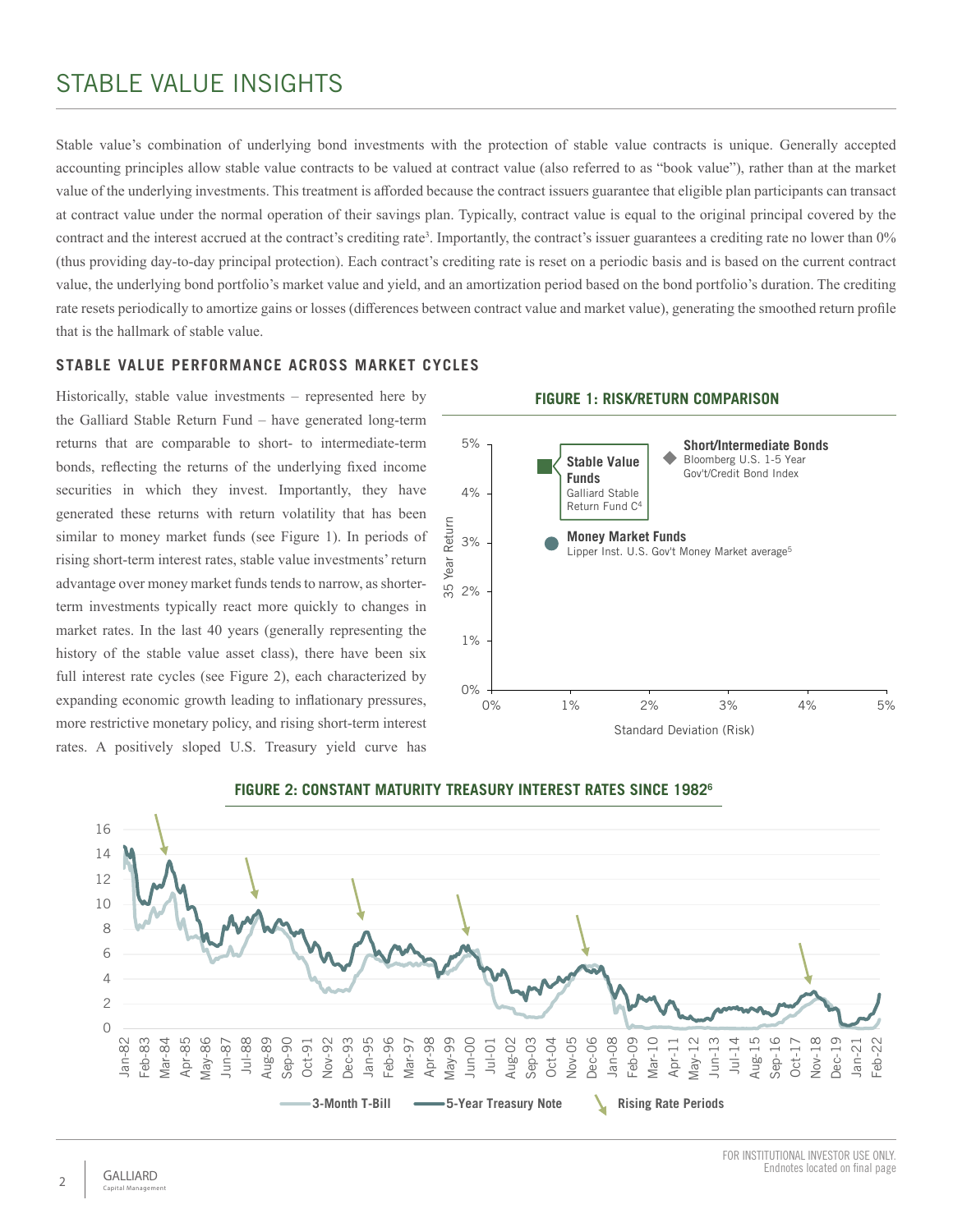# STABLE VALUE INSIGHTS

Stable value's combination of underlying bond investments with the protection of stable value contracts is unique. Generally accepted accounting principles allow stable value contracts to be valued at contract value (also referred to as "book value"), rather than at the market value of the underlying investments. This treatment is afforded because the contract issuers guarantee that eligible plan participants can transact at contract value under the normal operation of their savings plan. Typically, contract value is equal to the original principal covered by the contract and the interest accrued at the contract's crediting rate[3]. Importantly, the contract's issuer guarantees a crediting rate no lower than 0% (thus providing day-to-day principal protection). Each contract's crediting rate is reset on a periodic basis and is based on the current contract value, the underlying bond portfolio's market value and yield, and an amortization period based on the bond portfolio's duration. The crediting rate resets periodically to amortize gains or losses (differences between contract value and market value), generating the smoothed return profile that is the hallmark of stable value.

## STABLE VALUE PERFORMANCE ACROSS MARKET CYCLES

Historically, stable value investments – represented here by the Galliard Stable Return Fund – have generated long-term returns that are comparable to short- to intermediate-term bonds, reflecting the returns of the underlying fixed income securities in which they invest. Importantly, they have generated these returns with return volatility that has been similar to money market funds (see Figure 1). In periods of rising short-term interest rates, stable value investments' return advantage over money market funds tends to narrow, as shorter-term investments typically react more quickly to changes in market rates. In the last 40 years (generally representing the history of the stable value asset class), there have been six full interest rate cycles (see Figure 2), each characterized by expanding economic growth leading to inflationary pressures, more restrictive monetary policy, and rising short-term interest rates. A positively sloped U.S. Treasury yield curve has

**FIGURE 1: RISK/RETURN COMPARISON**

**FIGURE 2: CONSTANT MATURITY TREASURY INTEREST RATES SINCE 1982[6]**

FOR INSTITUTIONAL INVESTOR USE ONLY.
Endnotes located on final page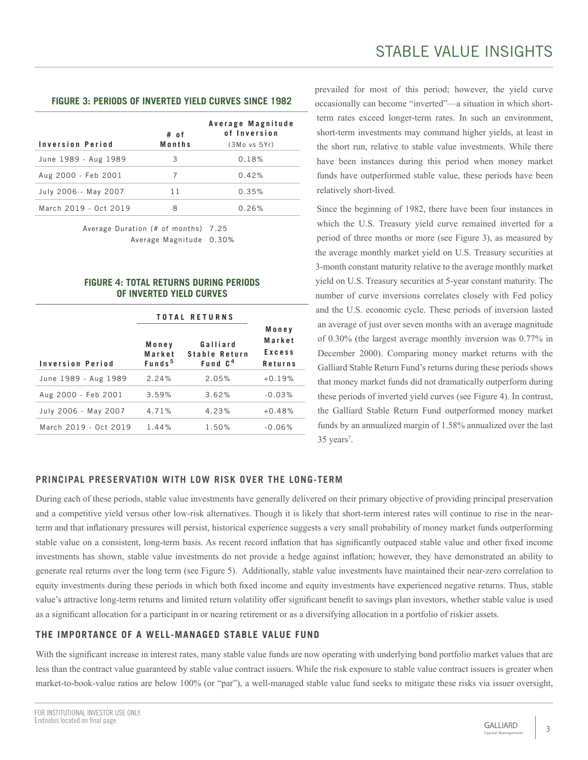prevailed for most of this period; however, the yield curve occasionally can become "inverted"—a situation in which short-term rates exceed longer-term rates. In such an environment, short-term investments may command higher yields, at least in the short run, relative to stable value investments. While there have been instances during this period when money market funds have outperformed stable value, these periods have been relatively short-lived.

Since the beginning of 1982, there have been four instances in which the U.S. Treasury yield curve remained inverted for a period of three months or more (see Figure 3), as measured by the average monthly market yield on U.S. Treasury securities at 3-month constant maturity relative to the average monthly market yield on U.S. Treasury securities at 5-year constant maturity. The number of curve inversions correlates closely with Fed policy and the U.S. economic cycle. These periods of inversion lasted an average of just over seven months with an average magnitude of 0.30% (the largest average monthly inversion was 0.77% in December 2000). Comparing money market returns with the Galliard Stable Return Fund's returns during these periods shows that money market funds did not dramatically outperform during these periods of inverted yield curves (see Figure 4). In contrast, the Galliard Stable Return Fund outperformed money market funds by an annualized margin of 1.58% annualized over the last 35 years[7].

**FIGURE 3: PERIODS OF INVERTED YIELD CURVES SINCE 1982**

| Inversion Period | # of Months | Average Magnitude of Inversion (3Mo vs 5Yr) |
|---|---|---|
| June 1989 - Aug 1989 | 3 | 0.18% |
| Aug 2000 - Feb 2001 | 7 | 0.42% |
| July 2006 - May 2007 | 11 | 0.35% |
| March 2019 - Oct 2019 | 8 | 0.26% |

Average Duration (# of months) 7.25
Average Magnitude 0.30%

**FIGURE 4: TOTAL RETURNS DURING PERIODS OF INVERTED YIELD CURVES**

| | TOTAL RETURNS | | |
|---|---|---|---|
| Inversion Period | Money Market Funds[5] | Galliard Stable Return Fund C[4] | Money Market Excess Returns |
| June 1989 - Aug 1989 | 2.24% | 2.05% | +0.19% |
| Aug 2000 - Feb 2001 | 3.59% | 3.62% | -0.03% |
| July 2006 - May 2007 | 4.71% | 4.23% | +0.48% |
| March 2019 - Oct 2019 | 1.44% | 1.50% | -0.06% |

## PRINCIPAL PRESERVATION WITH LOW RISK OVER THE LONG-TERM

During each of these periods, stable value investments have generally delivered on their primary objective of providing principal preservation and a competitive yield versus other low-risk alternatives. Though it is likely that short-term interest rates will continue to rise in the near-term and that inflationary pressures will persist, historical experience suggests a very small probability of money market funds outperforming stable value on a consistent, long-term basis. As recent record inflation that has significantly outpaced stable value and other fixed income investments has shown, stable value investments do not provide a hedge against inflation; however, they have demonstrated an ability to generate real returns over the long term (see Figure 5). Additionally, stable value investments have maintained their near-zero correlation to equity investments during these periods in which both fixed income and equity investments have experienced negative returns. Thus, stable value's attractive long-term returns and limited return volatility offer significant benefit to savings plan investors, whether stable value is used as a significant allocation for a participant in or nearing retirement or as a diversifying allocation in a portfolio of riskier assets.

## THE IMPORTANCE OF A WELL-MANAGED STABLE VALUE FUND

With the significant increase in interest rates, many stable value funds are now operating with underlying bond portfolio market values that are less than the contract value guaranteed by stable value contract issuers. While the risk exposure to stable value contract issuers is greater when market-to-book-value ratios are below 100% (or "par"), a well-managed stable value fund seeks to mitigate these risks via issuer oversight,

FOR INSTITUTIONAL INVESTOR USE ONLY.
Endnotes located on final page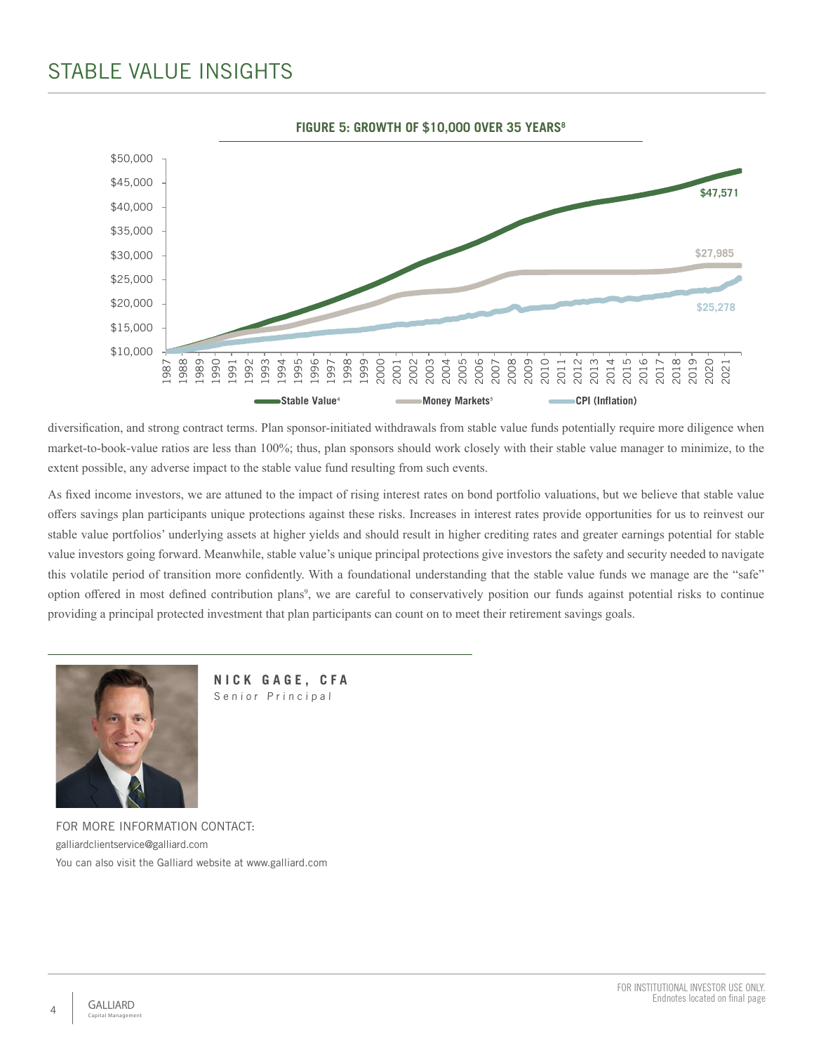# STABLE VALUE INSIGHTS

**FIGURE 5: GROWTH OF $10,000 OVER 35 YEARS[8]**

Stable Value[4]: $47,571
Money Markets[5]: $27,985
CPI (Inflation): $25,278

diversification, and strong contract terms. Plan sponsor-initiated withdrawals from stable value funds potentially require more diligence when market-to-book-value ratios are less than 100%; thus, plan sponsors should work closely with their stable value manager to minimize, to the extent possible, any adverse impact to the stable value fund resulting from such events.

As fixed income investors, we are attuned to the impact of rising interest rates on bond portfolio valuations, but we believe that stable value offers savings plan participants unique protections against these risks. Increases in interest rates provide opportunities for us to reinvest our stable value portfolios' underlying assets at higher yields and should result in higher crediting rates and greater earnings potential for stable value investors going forward. Meanwhile, stable value's unique principal protections give investors the safety and security needed to navigate this volatile period of transition more confidently. With a foundational understanding that the stable value funds we manage are the "safe" option offered in most defined contribution plans[9], we are careful to conservatively position our funds against potential risks to continue providing a principal protected investment that plan participants can count on to meet their retirement savings goals.

**NICK GAGE, CFA**
Senior Principal

FOR MORE INFORMATION CONTACT:
galliardclientservice@galliard.com
You can also visit the Galliard website at www.galliard.com

FOR INSTITUTIONAL INVESTOR USE ONLY.
Endnotes located on final page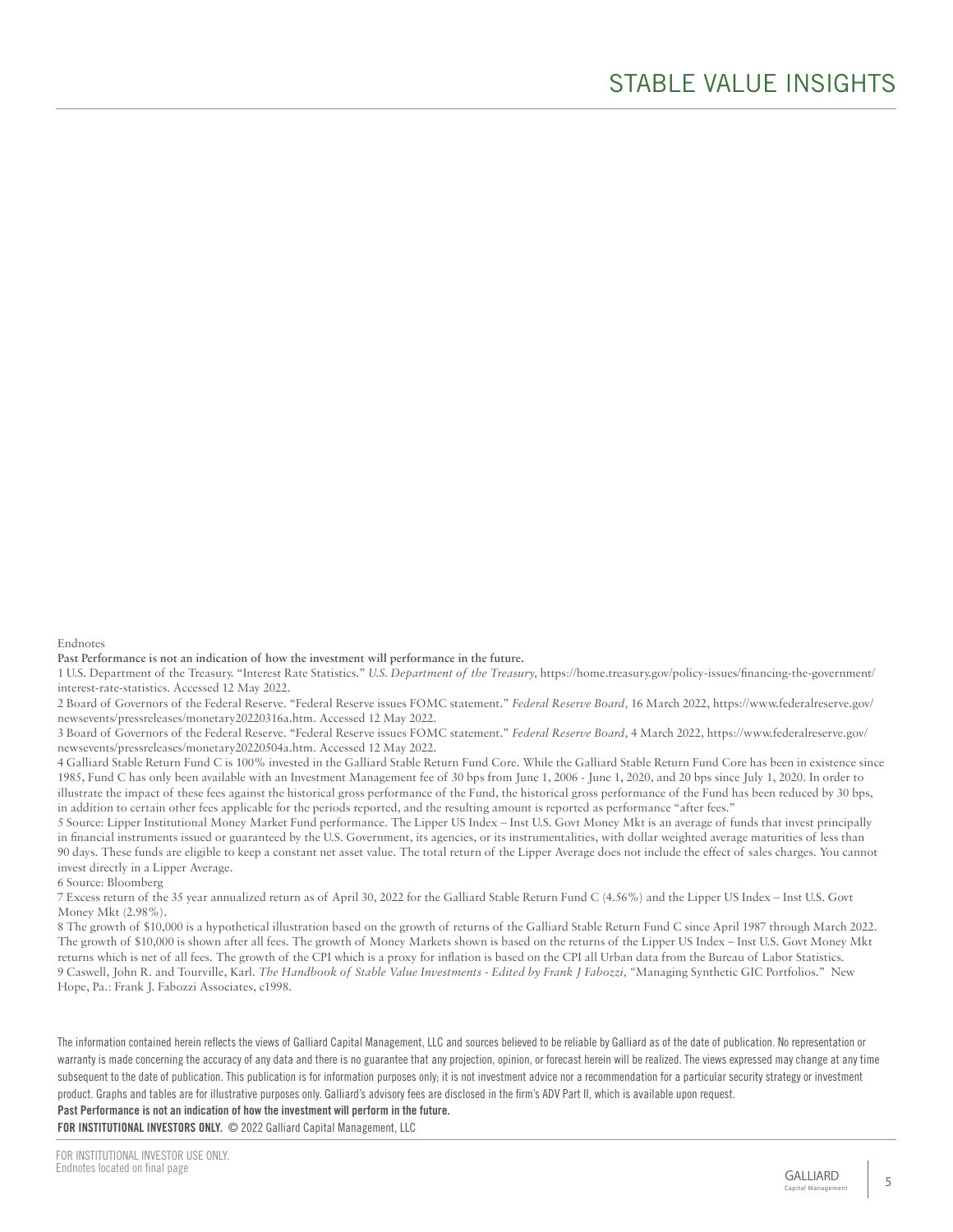Endnotes

**Past Performance is not an indication of how the investment will performance in the future.**

1 U.S. Department of the Treasury. "Interest Rate Statistics." *U.S. Department of the Treasury*, https://home.treasury.gov/policy-issues/financing-the-government/interest-rate-statistics. Accessed 12 May 2022.

2 Board of Governors of the Federal Reserve. "Federal Reserve issues FOMC statement." *Federal Reserve Board*, 16 March 2022, https://www.federalreserve.gov/newsevents/pressreleases/monetary20220316a.htm. Accessed 12 May 2022.

3 Board of Governors of the Federal Reserve. "Federal Reserve issues FOMC statement." *Federal Reserve Board*, 4 March 2022, https://www.federalreserve.gov/newsevents/pressreleases/monetary20220504a.htm. Accessed 12 May 2022.

4 Galliard Stable Return Fund C is 100% invested in the Galliard Stable Return Fund Core. While the Galliard Stable Return Fund Core has been in existence since 1985, Fund C has only been available with an Investment Management fee of 30 bps from June 1, 2006 - June 1, 2020, and 20 bps since July 1, 2020. In order to illustrate the impact of these fees against the historical gross performance of the Fund, the historical gross performance of the Fund has been reduced by 30 bps, in addition to certain other fees applicable for the periods reported, and the resulting amount is reported as performance "after fees."

5 Source: Lipper Institutional Money Market Fund performance. The Lipper US Index – Inst U.S. Govt Money Mkt is an average of funds that invest principally in financial instruments issued or guaranteed by the U.S. Government, its agencies, or its instrumentalities, with dollar weighted average maturities of less than 90 days. These funds are eligible to keep a constant net asset value. The total return of the Lipper Average does not include the effect of sales charges. You cannot invest directly in a Lipper Average.

6 Source: Bloomberg

7 Excess return of the 35 year annualized return as of April 30, 2022 for the Galliard Stable Return Fund C (4.56%) and the Lipper US Index – Inst U.S. Govt Money Mkt (2.98%).

8 The growth of $10,000 is a hypothetical illustration based on the growth of returns of the Galliard Stable Return Fund C since April 1987 through March 2022. The growth of $10,000 is shown after all fees. The growth of Money Markets shown is based on the returns of the Lipper US Index – Inst U.S. Govt Money Mkt returns which is net of all fees. The growth of the CPI which is a proxy for inflation is based on the CPI all Urban data from the Bureau of Labor Statistics.

9 Caswell, John R. and Tourville, Karl. *The Handbook of Stable Value Investments - Edited by Frank J Fabozzi*, "Managing Synthetic GIC Portfolios." New Hope, Pa.: Frank J. Fabozzi Associates, c1998.

The information contained herein reflects the views of Galliard Capital Management, LLC and sources believed to be reliable by Galliard as of the date of publication. No representation or warranty is made concerning the accuracy of any data and there is no guarantee that any projection, opinion, or forecast herein will be realized. The views expressed may change at any time subsequent to the date of publication. This publication is for information purposes only; it is not investment advice nor a recommendation for a particular security strategy or investment product. Graphs and tables are for illustrative purposes only. Galliard's advisory fees are disclosed in the firm's ADV Part II, which is available upon request.

**Past Performance is not an indication of how the investment will perform in the future.**

**FOR INSTITUTIONAL INVESTORS ONLY.** © 2022 Galliard Capital Management, LLC